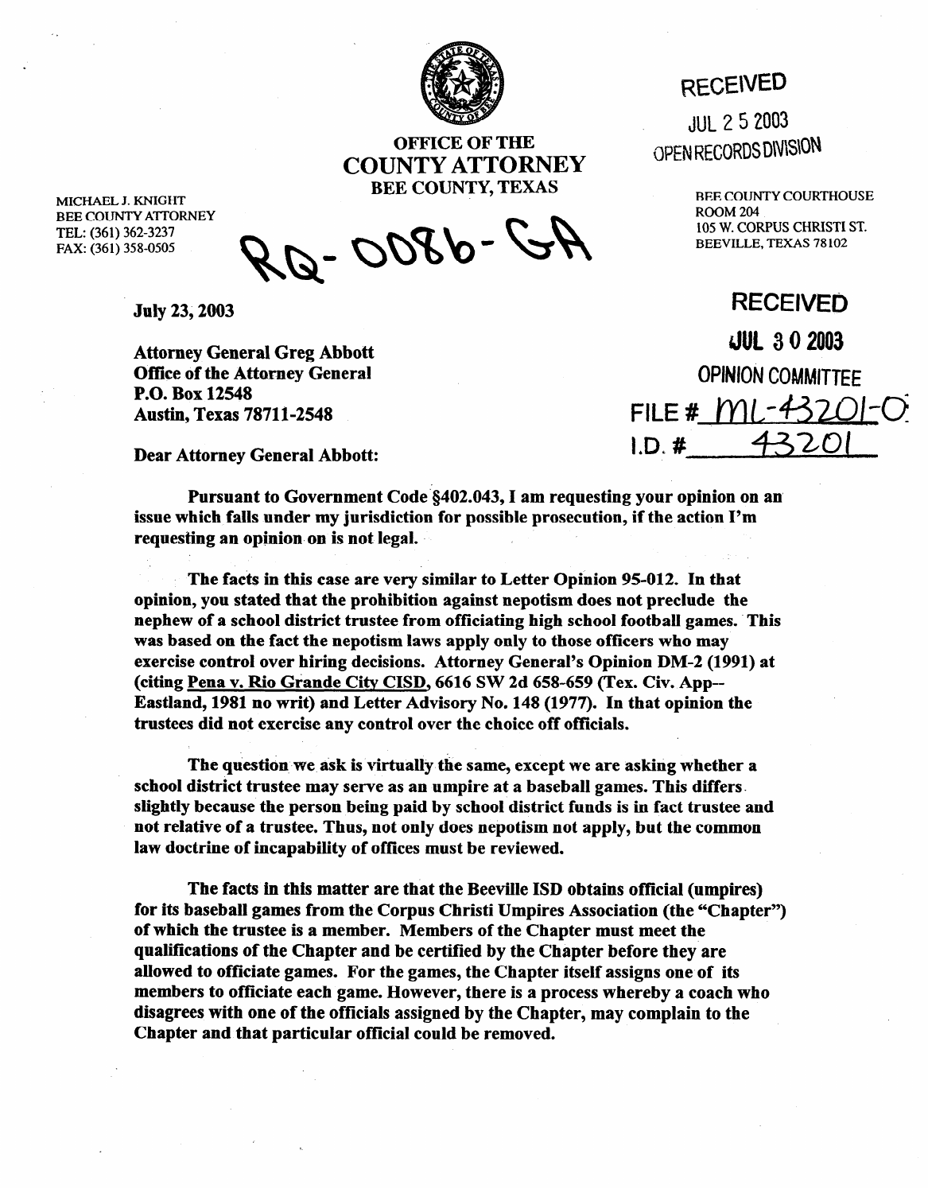# OFFICE OF THE COUNTY ATTORNEY
## BEE COUNTY, TEXAS

MICHAEL J. KNIGHT
BEE COUNTY ATTORNEY
TEL: (361) 362-3237
FAX: (361) 358-0505

RQ-0086-GA

RECEIVED
JUL 25 2003
OPEN RECORDS DIVISION

BEE COUNTY COURTHOUSE
ROOM 204
105 W. CORPUS CHRISTI ST.
BEEVILLE, TEXAS 78102

RECEIVED
JUL 30 2003
OPINION COMMITTEE
FILE # ML-43201-03
I.D. # 43201

**July 23, 2003**

**Attorney General Greg Abbott**
**Office of the Attorney General**
**P.O. Box 12548**
**Austin, Texas 78711-2548**

**Dear Attorney General Abbott:**

**Pursuant to Government Code §402.043, I am requesting your opinion on an issue which falls under my jurisdiction for possible prosecution, if the action I'm requesting an opinion on is not legal.**

**The facts in this case are very similar to Letter Opinion 95-012. In that opinion, you stated that the prohibition against nepotism does not preclude the nephew of a school district trustee from officiating high school football games. This was based on the fact the nepotism laws apply only to those officers who may exercise control over hiring decisions. Attorney General's Opinion DM-2 (1991) at (citing Pena v. Rio Grande City CISD, 6616 SW 2d 658-659 (Tex. Civ. App--Eastland, 1981 no writ) and Letter Advisory No. 148 (1977). In that opinion the trustees did not exercise any control over the choice off officials.**

**The question we ask is virtually the same, except we are asking whether a school district trustee may serve as an umpire at a baseball games. This differs slightly because the person being paid by school district funds is in fact trustee and not relative of a trustee. Thus, not only does nepotism not apply, but the common law doctrine of incapability of offices must be reviewed.**

**The facts in this matter are that the Beeville ISD obtains official (umpires) for its baseball games from the Corpus Christi Umpires Association (the "Chapter") of which the trustee is a member. Members of the Chapter must meet the qualifications of the Chapter and be certified by the Chapter before they are allowed to officiate games. For the games, the Chapter itself assigns one of its members to officiate each game. However, there is a process whereby a coach who disagrees with one of the officials assigned by the Chapter, may complain to the Chapter and that particular official could be removed.**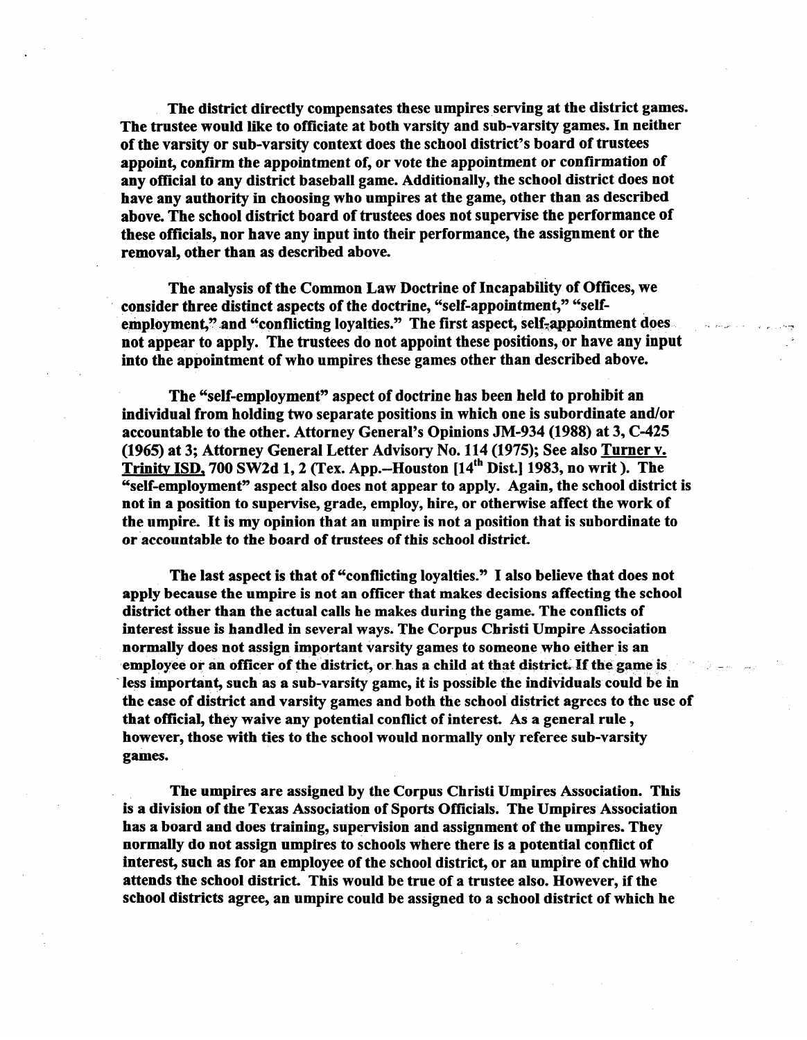The district directly compensates these umpires serving at the district games. The trustee would like to officiate at both varsity and sub-varsity games. In neither of the varsity or sub-varsity context does the school district's board of trustees appoint, confirm the appointment of, or vote the appointment or confirmation of any official to any district baseball game. Additionally, the school district does not have any authority in choosing who umpires at the game, other than as described above. The school district board of trustees does not supervise the performance of these officials, nor have any input into their performance, the assignment or the removal, other than as described above.

The analysis of the Common Law Doctrine of Incapability of Offices, we consider three distinct aspects of the doctrine, "self-appointment," "self-employment," and "conflicting loyalties." The first aspect, self-appointment does not appear to apply. The trustees do not appoint these positions, or have any input into the appointment of who umpires these games other than described above.

The "self-employment" aspect of doctrine has been held to prohibit an individual from holding two separate positions in which one is subordinate and/or accountable to the other. Attorney General's Opinions JM-934 (1988) at 3, C-425 (1965) at 3; Attorney General Letter Advisory No. 114 (1975); See also Turner v. Trinity ISD, 700 SW2d 1, 2 (Tex. App.--Houston [14th Dist.] 1983, no writ). The "self-employment" aspect also does not appear to apply. Again, the school district is not in a position to supervise, grade, employ, hire, or otherwise affect the work of the umpire. It is my opinion that an umpire is not a position that is subordinate to or accountable to the board of trustees of this school district.

The last aspect is that of "conflicting loyalties." I also believe that does not apply because the umpire is not an officer that makes decisions affecting the school district other than the actual calls he makes during the game. The conflicts of interest issue is handled in several ways. The Corpus Christi Umpire Association normally does not assign important varsity games to someone who either is an employee or an officer of the district, or has a child at that district. If the game is less important, such as a sub-varsity game, it is possible the individuals could be in the case of district and varsity games and both the school district agrees to the use of that official, they waive any potential conflict of interest. As a general rule, however, those with ties to the school would normally only referee sub-varsity games.

The umpires are assigned by the Corpus Christi Umpires Association. This is a division of the Texas Association of Sports Officials. The Umpires Association has a board and does training, supervision and assignment of the umpires. They normally do not assign umpires to schools where there is a potential conflict of interest, such as for an employee of the school district, or an umpire of child who attends the school district. This would be true of a trustee also. However, if the school districts agree, an umpire could be assigned to a school district of which he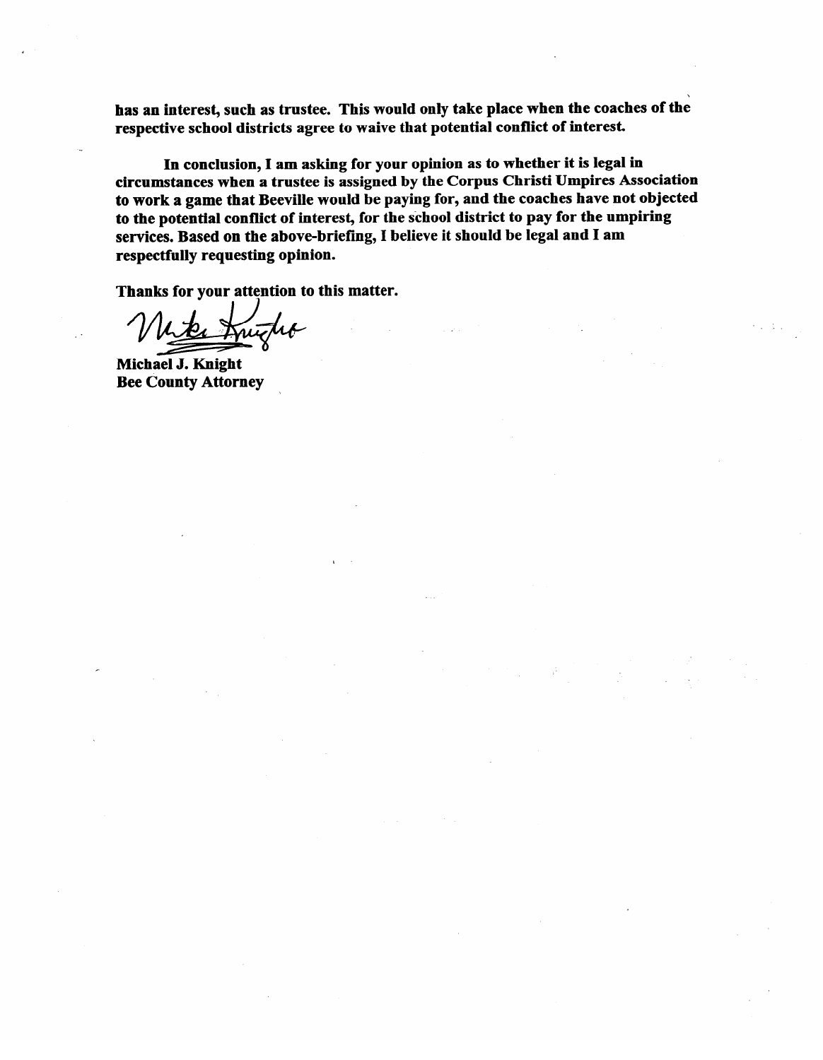**has an interest, such as trustee. This would only take place when the coaches of the respective school districts agree to waive that potential conflict of interest.**

**In conclusion, I am asking for your opinion as to whether it is legal in circumstances when a trustee is assigned by the Corpus Christi Umpires Association to work a game that Beeville would be paying for, and the coaches have not objected to the potential conflict of interest, for the school district to pay for the umpiring services. Based on the above-briefing, I believe it should be legal and I am respectfully requesting opinion.**

**Thanks for your attention to this matter.**

**Michael J. Knight**
**Bee County Attorney**